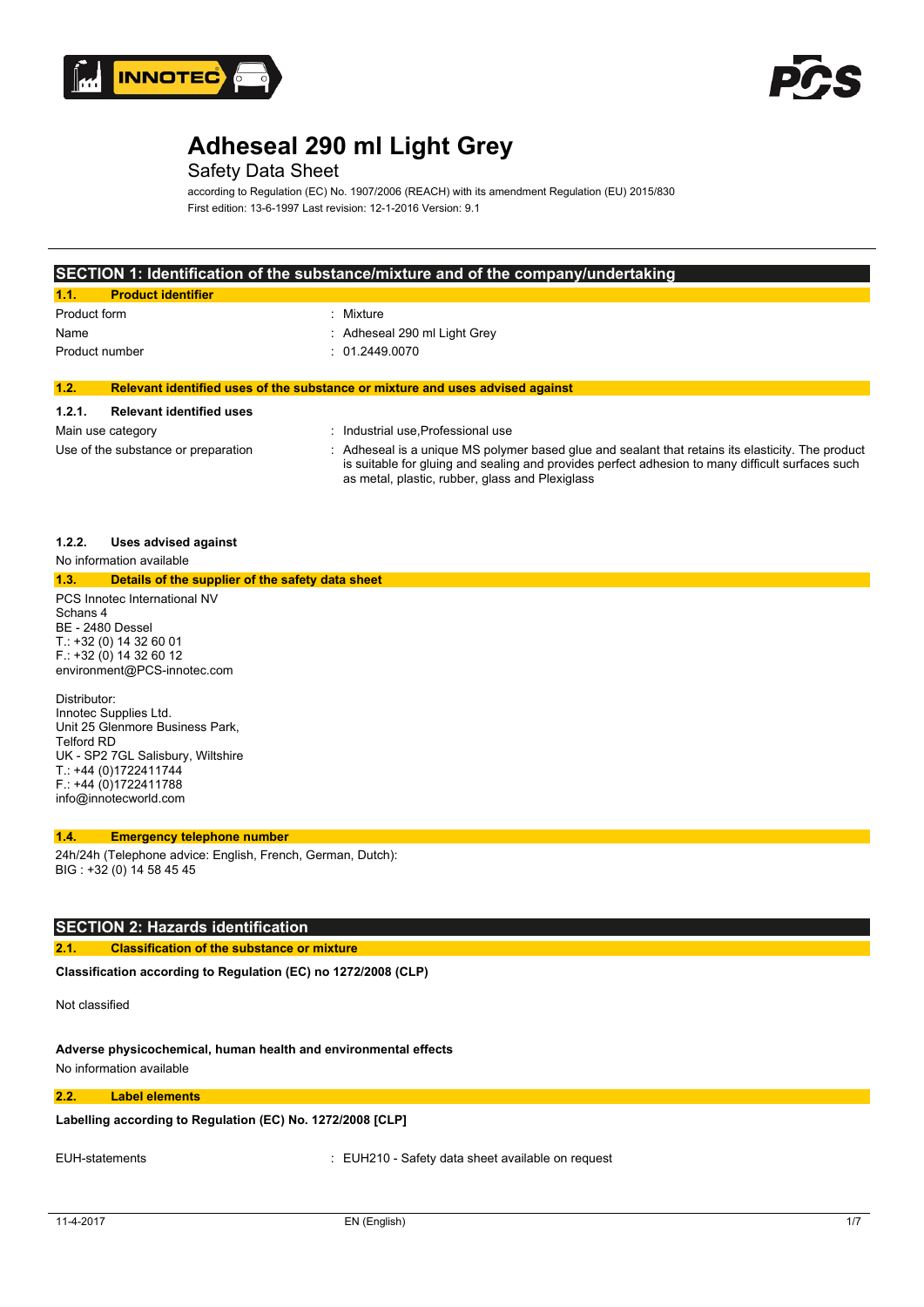# Adheseal 290 ml Light Grey

Safety Data Sheet

according to Regulation (EC) No. 1907/2006 (REACH) with its amendment Regulation (EU) 2015/830

First edition: 13-6-1997 Last revision: 12-1-2016 Version: 9.1

## SECTION 1: Identification of the substance/mixture and of the company/undertaking

### 1.1. Product identifier

Product form : Mixture

Name : Adheseal 290 ml Light Grey

Product number : 01.2449.0070

### 1.2. Relevant identified uses of the substance or mixture and uses advised against

#### 1.2.1. Relevant identified uses

Main use category : Industrial use,Professional use

Use of the substance or preparation : Adheseal is a unique MS polymer based glue and sealant that retains its elasticity. The product is suitable for gluing and sealing and provides perfect adhesion to many difficult surfaces such as metal, plastic, rubber, glass and Plexiglass

#### 1.2.2. Uses advised against

No information available

### 1.3. Details of the supplier of the safety data sheet

PCS Innotec International NV
Schans 4
BE - 2480 Dessel
T.: +32 (0) 14 32 60 01
F.: +32 (0) 14 32 60 12
environment@PCS-innotec.com

Distributor:
Innotec Supplies Ltd.
Unit 25 Glenmore Business Park,
Telford RD
UK - SP2 7GL Salisbury, Wiltshire
T.: +44 (0)1722411744
F.: +44 (0)1722411788
info@innotecworld.com

### 1.4. Emergency telephone number

24h/24h (Telephone advice: English, French, German, Dutch):
BIG : +32 (0) 14 58 45 45

## SECTION 2: Hazards identification

### 2.1. Classification of the substance or mixture

**Classification according to Regulation (EC) no 1272/2008 (CLP)**

Not classified

**Adverse physicochemical, human health and environmental effects**

No information available

### 2.2. Label elements

**Labelling according to Regulation (EC) No. 1272/2008 [CLP]**

EUH-statements : EUH210 - Safety data sheet available on request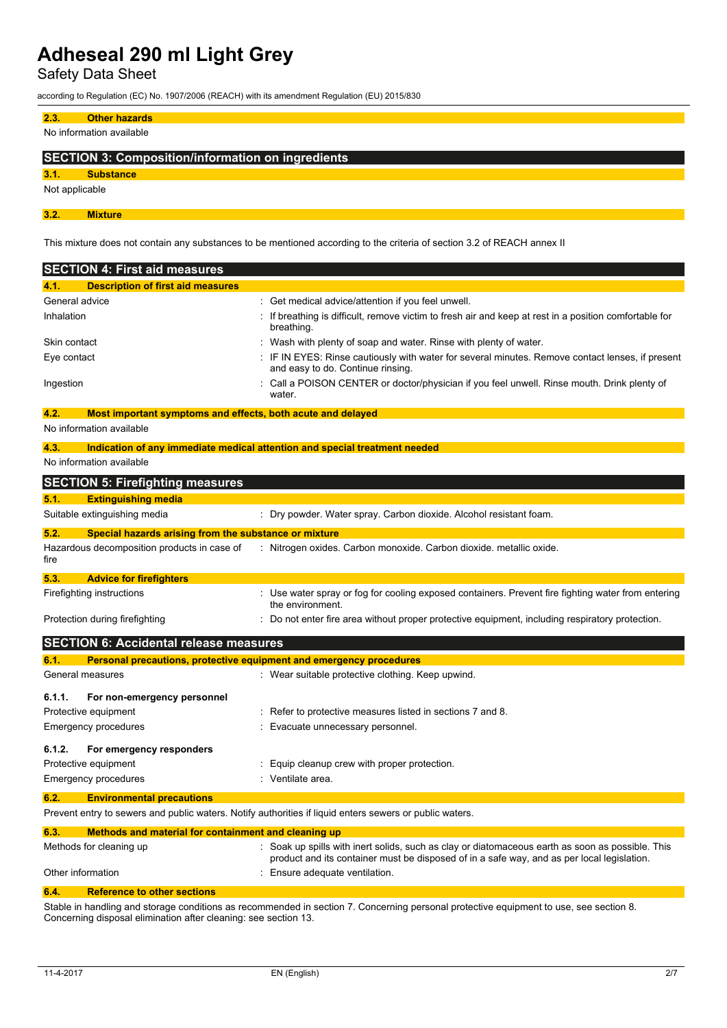### 2.3. Other hazards

No information available

## SECTION 3: Composition/information on ingredients

### 3.1. Substance

Not applicable

### 3.2. Mixture

This mixture does not contain any substances to be mentioned according to the criteria of section 3.2 of REACH annex II

## SECTION 4: First aid measures

### 4.1. Description of first aid measures

| | |
|---|---|
| General advice | : Get medical advice/attention if you feel unwell. |
| Inhalation | : If breathing is difficult, remove victim to fresh air and keep at rest in a position comfortable for breathing. |
| Skin contact | : Wash with plenty of soap and water. Rinse with plenty of water. |
| Eye contact | : IF IN EYES: Rinse cautiously with water for several minutes. Remove contact lenses, if present and easy to do. Continue rinsing. |
| Ingestion | : Call a POISON CENTER or doctor/physician if you feel unwell. Rinse mouth. Drink plenty of water. |

### 4.2. Most important symptoms and effects, both acute and delayed

No information available

### 4.3. Indication of any immediate medical attention and special treatment needed

No information available

## SECTION 5: Firefighting measures

### 5.1. Extinguishing media

| | |
|---|---|
| Suitable extinguishing media | : Dry powder. Water spray. Carbon dioxide. Alcohol resistant foam. |

### 5.2. Special hazards arising from the substance or mixture

| | |
|---|---|
| Hazardous decomposition products in case of fire | : Nitrogen oxides. Carbon monoxide. Carbon dioxide. metallic oxide. |

### 5.3. Advice for firefighters

| | |
|---|---|
| Firefighting instructions | : Use water spray or fog for cooling exposed containers. Prevent fire fighting water from entering the environment. |
| Protection during firefighting | : Do not enter fire area without proper protective equipment, including respiratory protection. |

## SECTION 6: Accidental release measures

### 6.1. Personal precautions, protective equipment and emergency procedures

| | |
|---|---|
| General measures | : Wear suitable protective clothing. Keep upwind. |

#### 6.1.1. For non-emergency personnel

| | |
|---|---|
| Protective equipment | : Refer to protective measures listed in sections 7 and 8. |
| Emergency procedures | : Evacuate unnecessary personnel. |

#### 6.1.2. For emergency responders

| | |
|---|---|
| Protective equipment | : Equip cleanup crew with proper protection. |
| Emergency procedures | : Ventilate area. |

### 6.2. Environmental precautions

Prevent entry to sewers and public waters. Notify authorities if liquid enters sewers or public waters.

### 6.3. Methods and material for containment and cleaning up

| | |
|---|---|
| Methods for cleaning up | : Soak up spills with inert solids, such as clay or diatomaceous earth as soon as possible. This product and its container must be disposed of in a safe way, and as per local legislation. |
| Other information | : Ensure adequate ventilation. |

### 6.4. Reference to other sections

Stable in handling and storage conditions as recommended in section 7. Concerning personal protective equipment to use, see section 8. Concerning disposal elimination after cleaning: see section 13.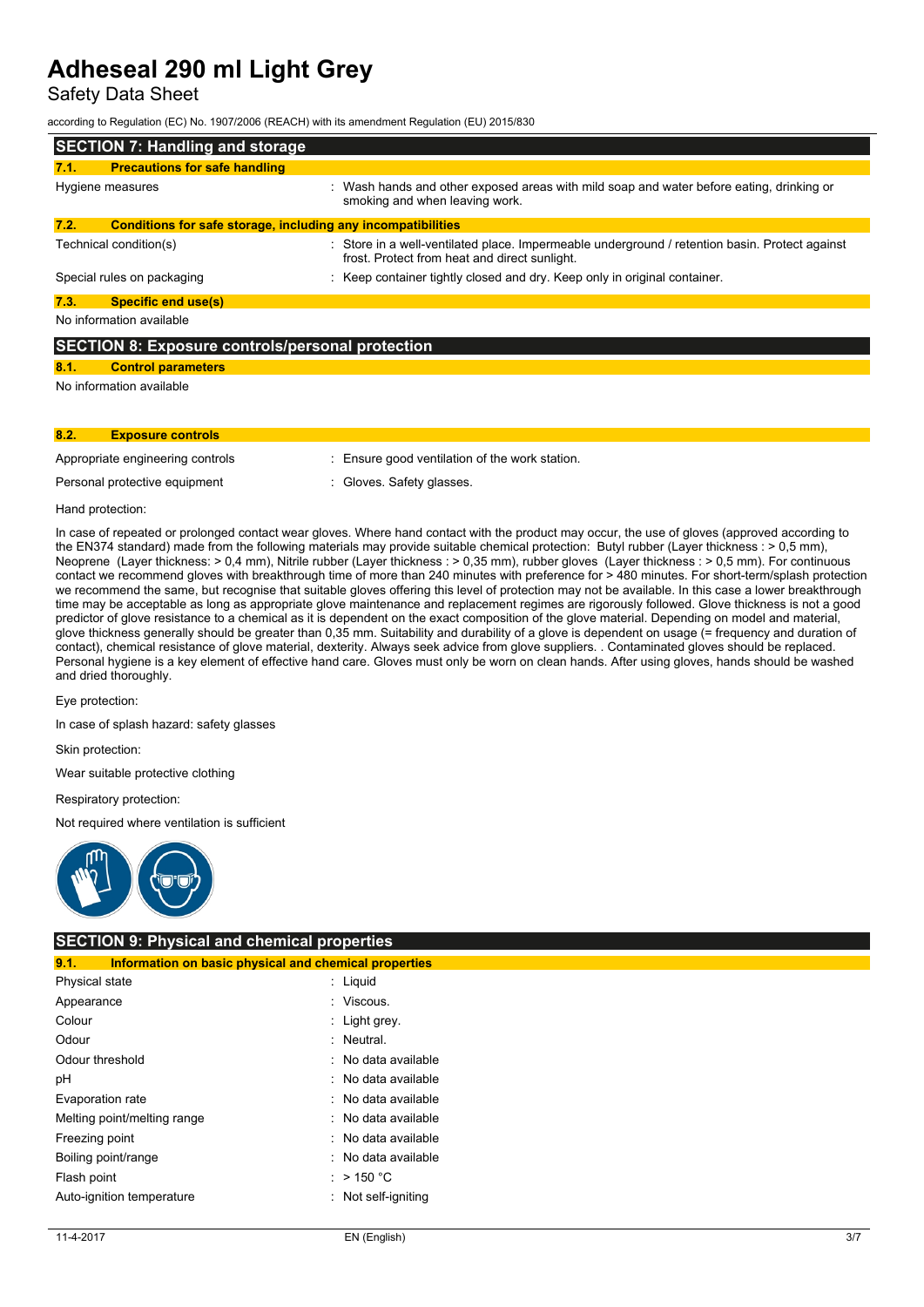## SECTION 7: Handling and storage

### 7.1. Precautions for safe handling

Hygiene measures : Wash hands and other exposed areas with mild soap and water before eating, drinking or smoking and when leaving work.

### 7.2. Conditions for safe storage, including any incompatibilities

Technical condition(s) : Store in a well-ventilated place. Impermeable underground / retention basin. Protect against frost. Protect from heat and direct sunlight.

Special rules on packaging : Keep container tightly closed and dry. Keep only in original container.

### 7.3. Specific end use(s)

No information available

## SECTION 8: Exposure controls/personal protection

### 8.1. Control parameters

No information available

### 8.2. Exposure controls

Appropriate engineering controls : Ensure good ventilation of the work station.

Personal protective equipment : Gloves. Safety glasses.

Hand protection:

In case of repeated or prolonged contact wear gloves. Where hand contact with the product may occur, the use of gloves (approved according to the EN374 standard) made from the following materials may provide suitable chemical protection: Butyl rubber (Layer thickness : > 0,5 mm), Neoprene (Layer thickness: > 0,4 mm), Nitrile rubber (Layer thickness : > 0,35 mm), rubber gloves (Layer thickness : > 0,5 mm). For continuous contact we recommend gloves with breakthrough time of more than 240 minutes with preference for > 480 minutes. For short-term/splash protection we recommend the same, but recognise that suitable gloves offering this level of protection may not be available. In this case a lower breakthrough time may be acceptable as long as appropriate glove maintenance and replacement regimes are rigorously followed. Glove thickness is not a good predictor of glove resistance to a chemical as it is dependent on the exact composition of the glove material. Depending on model and material, glove thickness generally should be greater than 0,35 mm. Suitability and durability of a glove is dependent on usage (= frequency and duration of contact), chemical resistance of glove material, dexterity. Always seek advice from glove suppliers. . Contaminated gloves should be replaced. Personal hygiene is a key element of effective hand care. Gloves must only be worn on clean hands. After using gloves, hands should be washed and dried thoroughly.

Eye protection:

In case of splash hazard: safety glasses

Skin protection:

Wear suitable protective clothing

Respiratory protection:

Not required where ventilation is sufficient

## SECTION 9: Physical and chemical properties

### 9.1. Information on basic physical and chemical properties

| Property | Value |
|---|---|
| Physical state | Liquid |
| Appearance | Viscous. |
| Colour | Light grey. |
| Odour | Neutral. |
| Odour threshold | No data available |
| pH | No data available |
| Evaporation rate | No data available |
| Melting point/melting range | No data available |
| Freezing point | No data available |
| Boiling point/range | No data available |
| Flash point | > 150 °C |
| Auto-ignition temperature | Not self-igniting |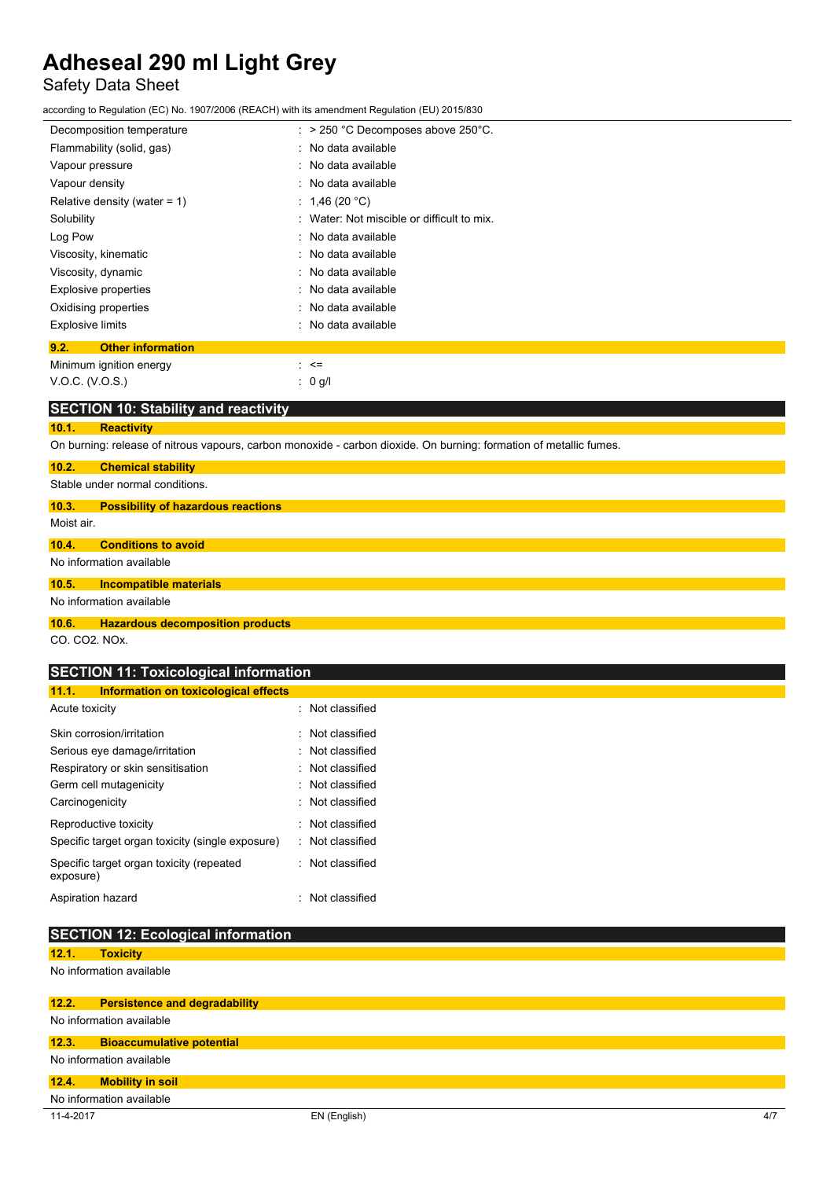| | |
|---|---|
| Decomposition temperature | : > 250 °C Decomposes above 250°C. |
| Flammability (solid, gas) | : No data available |
| Vapour pressure | : No data available |
| Vapour density | : No data available |
| Relative density (water = 1) | : 1,46 (20 °C) |
| Solubility | : Water: Not miscible or difficult to mix. |
| Log Pow | : No data available |
| Viscosity, kinematic | : No data available |
| Viscosity, dynamic | : No data available |
| Explosive properties | : No data available |
| Oxidising properties | : No data available |
| Explosive limits | : No data available |

### 9.2. Other information

| | |
|---|---|
| Minimum ignition energy | : <= |
| V.O.C. (V.O.S.) | : 0 g/l |

## SECTION 10: Stability and reactivity

### 10.1. Reactivity

On burning: release of nitrous vapours, carbon monoxide - carbon dioxide. On burning: formation of metallic fumes.

### 10.2. Chemical stability

Stable under normal conditions.

### 10.3. Possibility of hazardous reactions

Moist air.

### 10.4. Conditions to avoid

No information available

### 10.5. Incompatible materials

No information available

### 10.6. Hazardous decomposition products

CO. $CO_2$. $NO_x$.

## SECTION 11: Toxicological information

### 11.1. Information on toxicological effects

| | |
|---|---|
| Acute toxicity | : Not classified |
| Skin corrosion/irritation | : Not classified |
| Serious eye damage/irritation | : Not classified |
| Respiratory or skin sensitisation | : Not classified |
| Germ cell mutagenicity | : Not classified |
| Carcinogenicity | : Not classified |
| Reproductive toxicity | : Not classified |
| Specific target organ toxicity (single exposure) | : Not classified |
| Specific target organ toxicity (repeated exposure) | : Not classified |
| Aspiration hazard | : Not classified |

## SECTION 12: Ecological information

### 12.1. Toxicity

No information available

### 12.2. Persistence and degradability

No information available

### 12.3. Bioaccumulative potential

No information available

### 12.4. Mobility in soil

No information available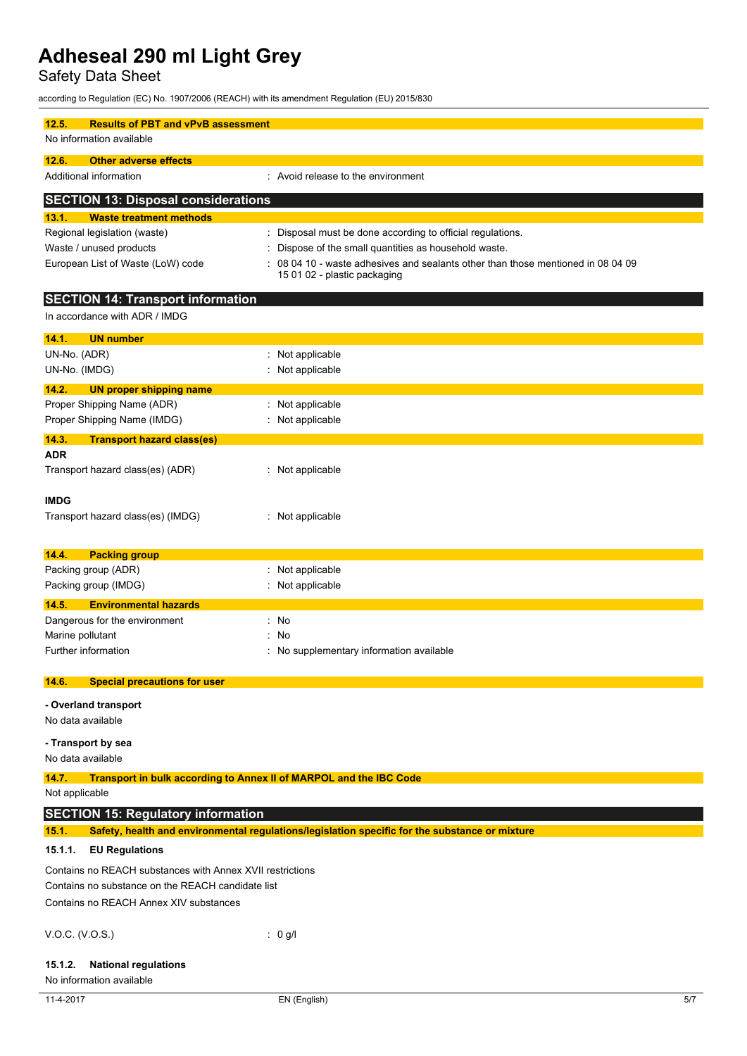### 12.5. Results of PBT and vPvB assessment

No information available

### 12.6. Other adverse effects

| | |
|---|---|
| Additional information | : Avoid release to the environment |

## SECTION 13: Disposal considerations

### 13.1. Waste treatment methods

| | |
|---|---|
| Regional legislation (waste) | : Disposal must be done according to official regulations. |
| Waste / unused products | : Dispose of the small quantities as household waste. |
| European List of Waste (LoW) code | : 08 04 10 - waste adhesives and sealants other than those mentioned in 08 04 09<br>15 01 02 - plastic packaging |

## SECTION 14: Transport information

In accordance with ADR / IMDG

### 14.1. UN number

| | |
|---|---|
| UN-No. (ADR) | : Not applicable |
| UN-No. (IMDG) | : Not applicable |

### 14.2. UN proper shipping name

| | |
|---|---|
| Proper Shipping Name (ADR) | : Not applicable |
| Proper Shipping Name (IMDG) | : Not applicable |

### 14.3. Transport hazard class(es)

**ADR**

| | |
|---|---|
| Transport hazard class(es) (ADR) | : Not applicable |

**IMDG**

| | |
|---|---|
| Transport hazard class(es) (IMDG) | : Not applicable |

### 14.4. Packing group

| | |
|---|---|
| Packing group (ADR) | : Not applicable |
| Packing group (IMDG) | : Not applicable |

### 14.5. Environmental hazards

| | |
|---|---|
| Dangerous for the environment | : No |
| Marine pollutant | : No |
| Further information | : No supplementary information available |

### 14.6. Special precautions for user

**- Overland transport**

No data available

**- Transport by sea**

No data available

### 14.7. Transport in bulk according to Annex II of MARPOL and the IBC Code

Not applicable

## SECTION 15: Regulatory information

### 15.1. Safety, health and environmental regulations/legislation specific for the substance or mixture

#### 15.1.1. EU Regulations

Contains no REACH substances with Annex XVII restrictions
Contains no substance on the REACH candidate list
Contains no REACH Annex XIV substances

| | |
|---|---|
| V.O.C. (V.O.S.) | : 0 g/l |

#### 15.1.2. National regulations

No information available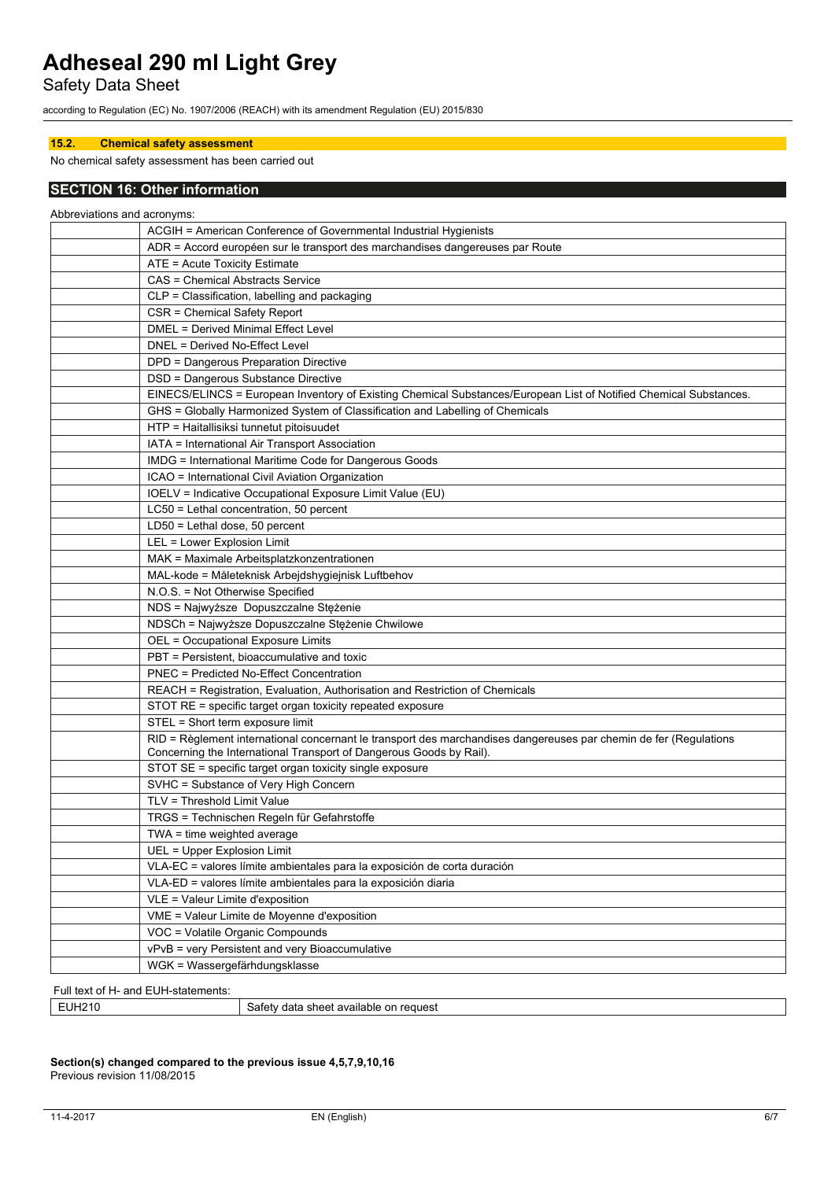### 15.2. Chemical safety assessment

No chemical safety assessment has been carried out

## SECTION 16: Other information

Abbreviations and acronyms:

| | |
|---|---|
| | ACGIH = American Conference of Governmental Industrial Hygienists |
| | ADR = Accord européen sur le transport des marchandises dangereuses par Route |
| | ATE = Acute Toxicity Estimate |
| | CAS = Chemical Abstracts Service |
| | CLP = Classification, labelling and packaging |
| | CSR = Chemical Safety Report |
| | DMEL = Derived Minimal Effect Level |
| | DNEL = Derived No-Effect Level |
| | DPD = Dangerous Preparation Directive |
| | DSD = Dangerous Substance Directive |
| | EINECS/ELINCS = European Inventory of Existing Chemical Substances/European List of Notified Chemical Substances. |
| | GHS = Globally Harmonized System of Classification and Labelling of Chemicals |
| | HTP = Haitallisiksi tunnetut pitoisuudet |
| | IATA = International Air Transport Association |
| | IMDG = International Maritime Code for Dangerous Goods |
| | ICAO = International Civil Aviation Organization |
| | IOELV = Indicative Occupational Exposure Limit Value (EU) |
| | LC50 = Lethal concentration, 50 percent |
| | LD50 = Lethal dose, 50 percent |
| | LEL = Lower Explosion Limit |
| | MAK = Maximale Arbeitsplatzkonzentrationen |
| | MAL-kode = Måleteknisk Arbejdshygiejnisk Luftbehov |
| | N.O.S. = Not Otherwise Specified |
| | NDS = Najwyższe Dopuszczalne Stężenie |
| | NDSCh = Najwyższe Dopuszczalne Stężenie Chwilowe |
| | OEL = Occupational Exposure Limits |
| | PBT = Persistent, bioaccumulative and toxic |
| | PNEC = Predicted No-Effect Concentration |
| | REACH = Registration, Evaluation, Authorisation and Restriction of Chemicals |
| | STOT RE = specific target organ toxicity repeated exposure |
| | STEL = Short term exposure limit |
| | RID = Règlement international concernant le transport des marchandises dangereuses par chemin de fer (Regulations Concerning the International Transport of Dangerous Goods by Rail). |
| | STOT SE = specific target organ toxicity single exposure |
| | SVHC = Substance of Very High Concern |
| | TLV = Threshold Limit Value |
| | TRGS = Technischen Regeln für Gefahrstoffe |
| | TWA = time weighted average |
| | UEL = Upper Explosion Limit |
| | VLA-EC = valores límite ambientales para la exposición de corta duración |
| | VLA-ED = valores límite ambientales para la exposición diaria |
| | VLE = Valeur Limite d'exposition |
| | VME = Valeur Limite de Moyenne d'exposition |
| | VOC = Volatile Organic Compounds |
| | vPvB = very Persistent and very Bioaccumulative |
| | WGK = Wassergefärhdungsklasse |

Full text of H- and EUH-statements:

| | |
|---|---|
| EUH210 | Safety data sheet available on request |

**Section(s) changed compared to the previous issue 4,5,7,9,10,16**
Previous revision 11/08/2015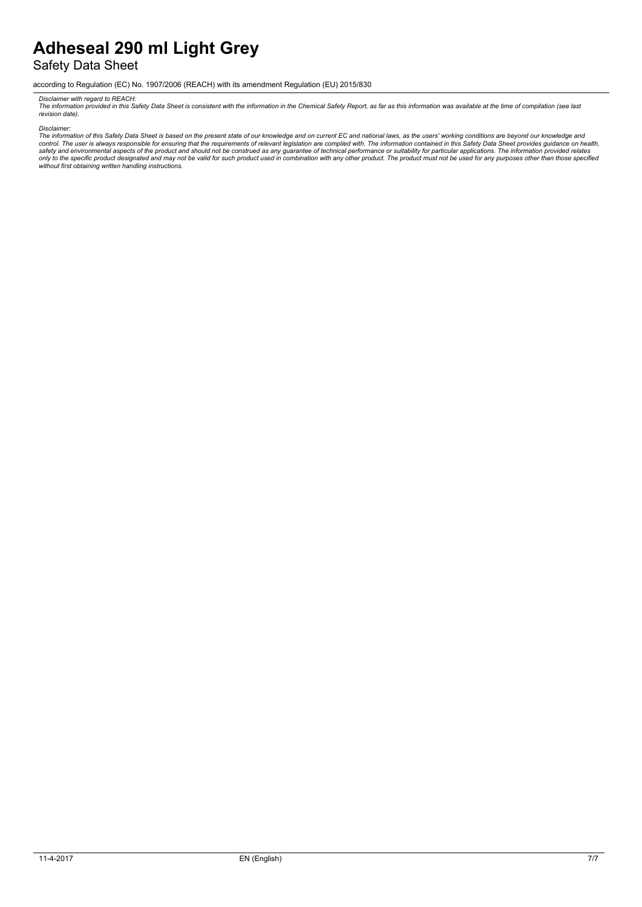*Disclaimer with regard to REACH:*
*The information provided in this Safety Data Sheet is consistent with the information in the Chemical Safety Report, as far as this information was available at the time of compilation (see last revision date).*

*Disclaimer:*
*The information of this Safety Data Sheet is based on the present state of our knowledge and on current EC and national laws, as the users' working conditions are beyond our knowledge and control. The user is always responsible for ensuring that the requirements of relevant legislation are complied with. The information contained in this Safety Data Sheet provides guidance on health, safety and environmental aspects of the product and should not be construed as any guarantee of technical performance or suitability for particular applications. The information provided relates only to the specific product designated and may not be valid for such product used in combination with any other product. The product must not be used for any purposes other than those specified without first obtaining written handling instructions.*